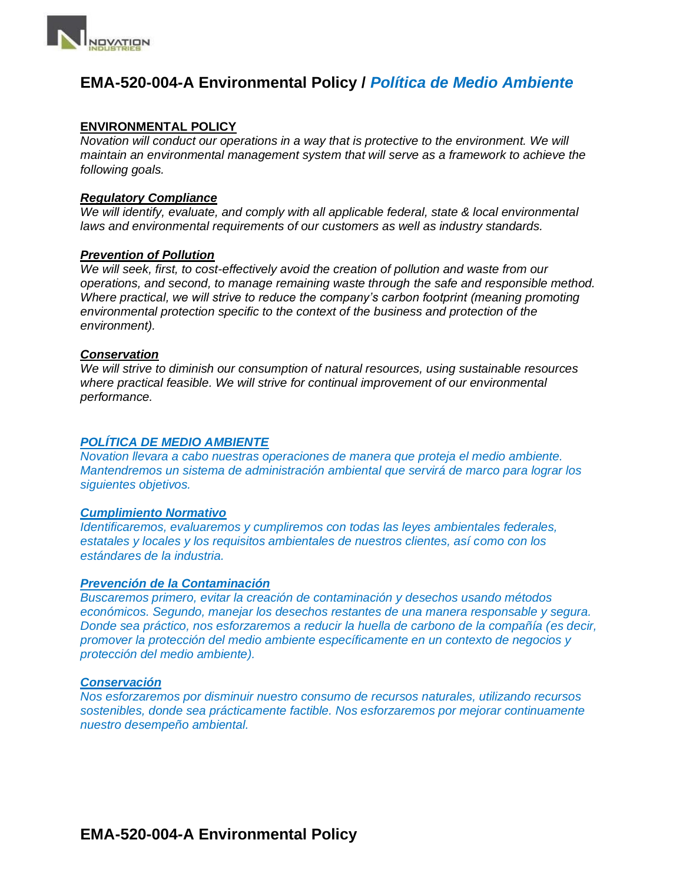# EMA-520-004-A Environmental Policy / *Política de Medio Ambiente*

**ENVIRONMENTAL POLICY**

*Novation will conduct our operations in a way that is protective to the environment. We will maintain an environmental management system that will serve as a framework to achieve the following goals.*

***Regulatory Compliance***

*We will identify, evaluate, and comply with all applicable federal, state & local environmental laws and environmental requirements of our customers as well as industry standards.*

***Prevention of Pollution***

*We will seek, first, to cost-effectively avoid the creation of pollution and waste from our operations, and second, to manage remaining waste through the safe and responsible method. Where practical, we will strive to reduce the company's carbon footprint (meaning promoting environmental protection specific to the context of the business and protection of the environment).*

***Conservation***

*We will strive to diminish our consumption of natural resources, using sustainable resources where practical feasible. We will strive for continual improvement of our environmental performance.*

***POLÍTICA DE MEDIO AMBIENTE***

*Novation llevara a cabo nuestras operaciones de manera que proteja el medio ambiente. Mantendremos un sistema de administración ambiental que servirá de marco para lograr los siguientes objetivos.*

***Cumplimiento Normativo***

*Identificaremos, evaluaremos y cumpliremos con todas las leyes ambientales federales, estatales y locales y los requisitos ambientales de nuestros clientes, así como con los estándares de la industria.*

***Prevención de la Contaminación***

*Buscaremos primero, evitar la creación de contaminación y desechos usando métodos económicos. Segundo, manejar los desechos restantes de una manera responsable y segura. Donde sea práctico, nos esforzaremos a reducir la huella de carbono de la compañía (es decir, promover la protección del medio ambiente específicamente en un contexto de negocios y protección del medio ambiente).*

***Conservación***

*Nos esforzaremos por disminuir nuestro consumo de recursos naturales, utilizando recursos sostenibles, donde sea prácticamente factible. Nos esforzaremos por mejorar continuamente nuestro desempeño ambiental.*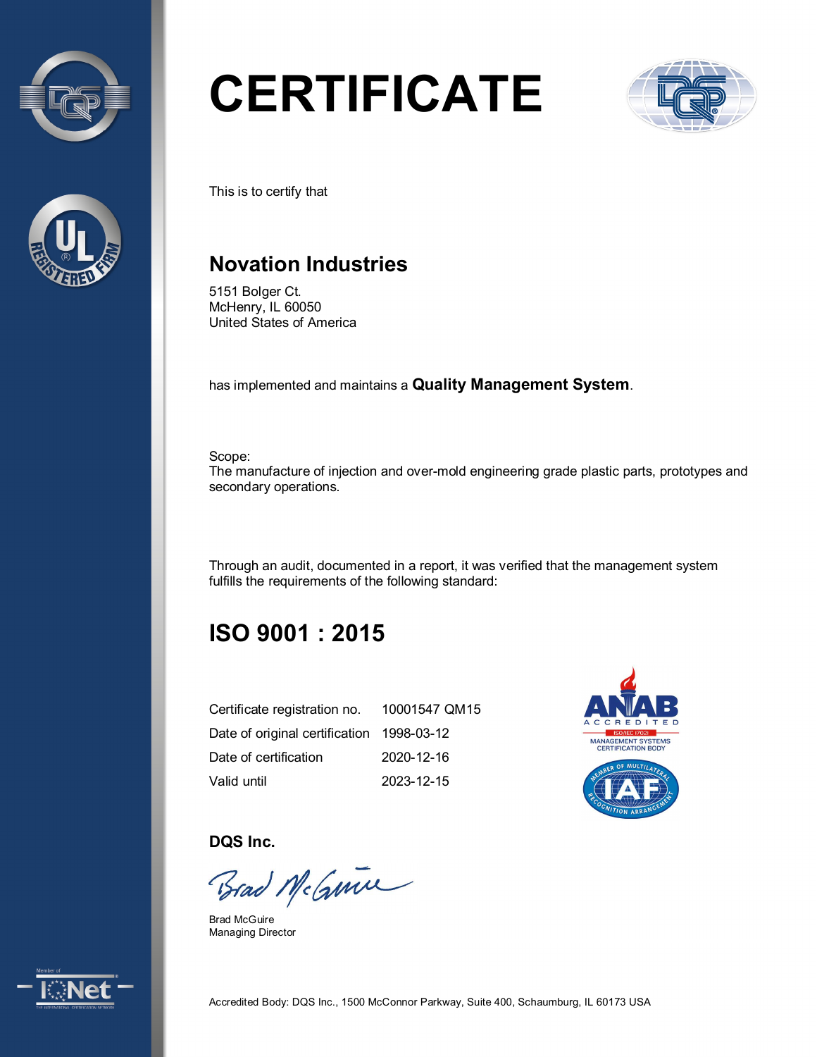# CERTIFICATE

This is to certify that

## Novation Industries

5151 Bolger Ct.
McHenry, IL 60050
United States of America

has implemented and maintains a **Quality Management System**.

Scope:
The manufacture of injection and over-mold engineering grade plastic parts, prototypes and secondary operations.

Through an audit, documented in a report, it was verified that the management system fulfills the requirements of the following standard:

## ISO 9001 : 2015

| | |
|---|---|
| Certificate registration no. | 10001547 QM15 |
| Date of original certification | 1998-03-12 |
| Date of certification | 2020-12-16 |
| Valid until | 2023-12-15 |

**DQS Inc.**

Brad McGuire
Managing Director

Accredited Body: DQS Inc., 1500 McConnor Parkway, Suite 400, Schaumburg, IL 60173 USA